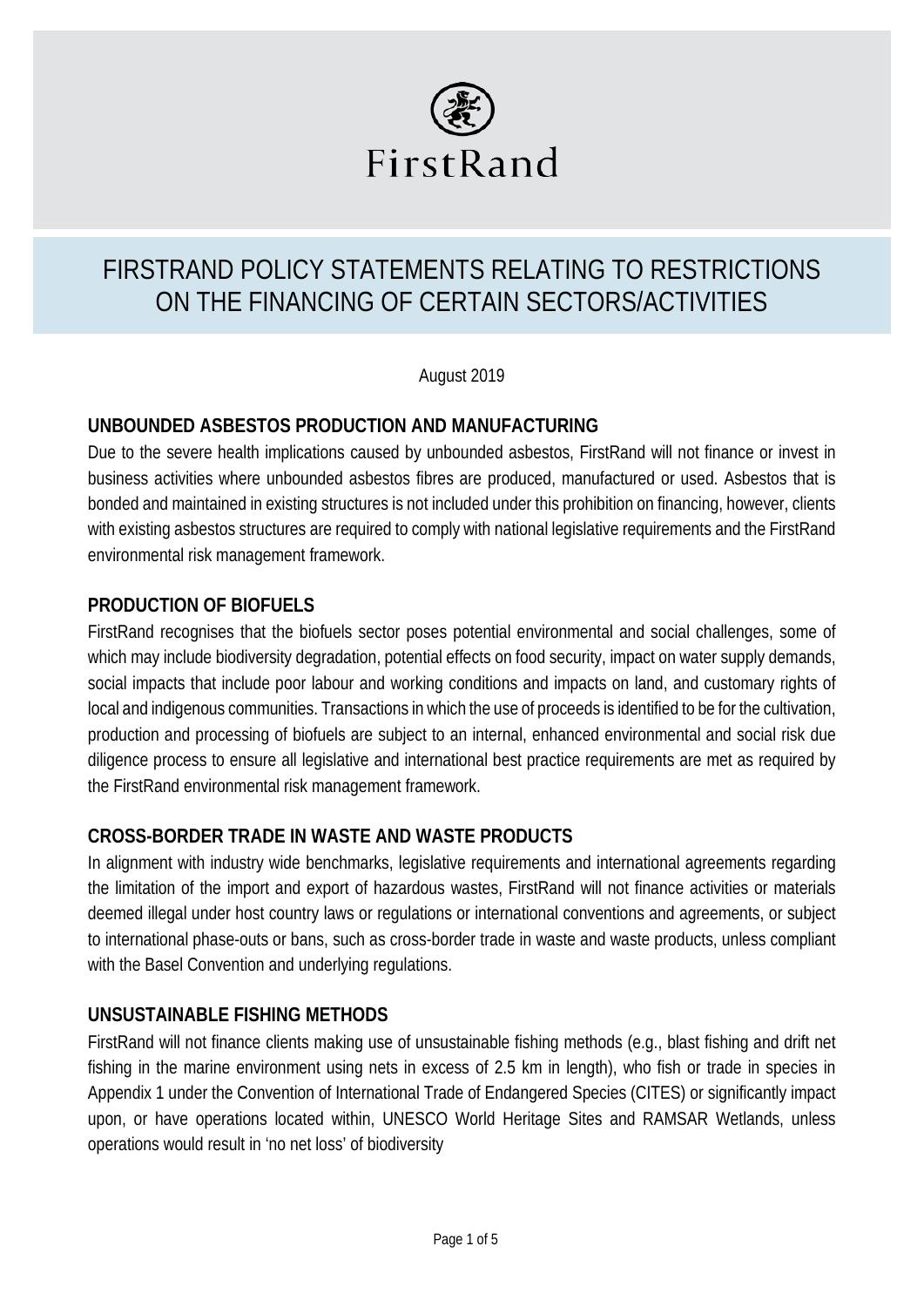FirstRand

# FIRSTRAND POLICY STATEMENTS RELATING TO RESTRICTIONS ON THE FINANCING OF CERTAIN SECTORS/ACTIVITIES

August 2019

## UNBOUNDED ASBESTOS PRODUCTION AND MANUFACTURING

Due to the severe health implications caused by unbounded asbestos, FirstRand will not finance or invest in business activities where unbounded asbestos fibres are produced, manufactured or used. Asbestos that is bonded and maintained in existing structures is not included under this prohibition on financing, however, clients with existing asbestos structures are required to comply with national legislative requirements and the FirstRand environmental risk management framework.

## PRODUCTION OF BIOFUELS

FirstRand recognises that the biofuels sector poses potential environmental and social challenges, some of which may include biodiversity degradation, potential effects on food security, impact on water supply demands, social impacts that include poor labour and working conditions and impacts on land, and customary rights of local and indigenous communities. Transactions in which the use of proceeds is identified to be for the cultivation, production and processing of biofuels are subject to an internal, enhanced environmental and social risk due diligence process to ensure all legislative and international best practice requirements are met as required by the FirstRand environmental risk management framework.

## CROSS-BORDER TRADE IN WASTE AND WASTE PRODUCTS

In alignment with industry wide benchmarks, legislative requirements and international agreements regarding the limitation of the import and export of hazardous wastes, FirstRand will not finance activities or materials deemed illegal under host country laws or regulations or international conventions and agreements, or subject to international phase-outs or bans, such as cross-border trade in waste and waste products, unless compliant with the Basel Convention and underlying regulations.

## UNSUSTAINABLE FISHING METHODS

FirstRand will not finance clients making use of unsustainable fishing methods (e.g., blast fishing and drift net fishing in the marine environment using nets in excess of 2.5 km in length), who fish or trade in species in Appendix 1 under the Convention of International Trade of Endangered Species (CITES) or significantly impact upon, or have operations located within, UNESCO World Heritage Sites and RAMSAR Wetlands, unless operations would result in 'no net loss' of biodiversity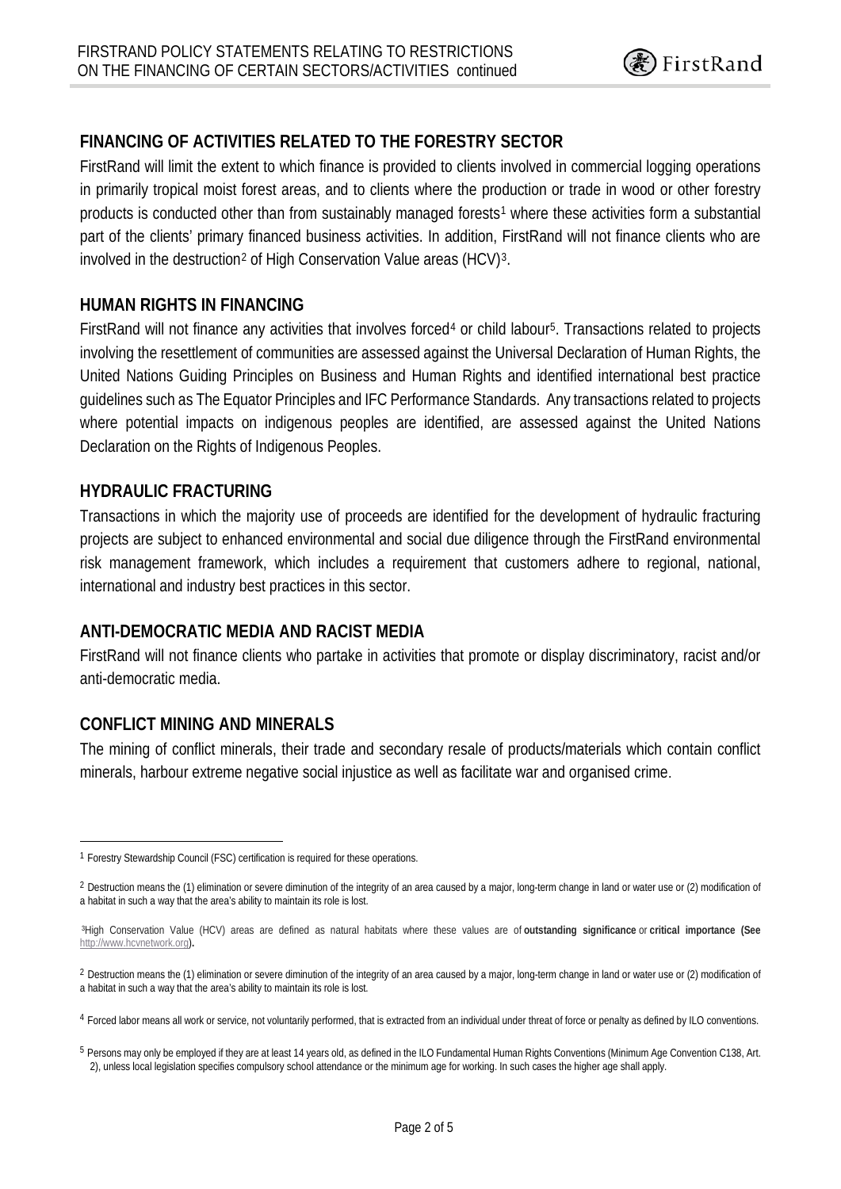## FINANCING OF ACTIVITIES RELATED TO THE FORESTRY SECTOR

FirstRand will limit the extent to which finance is provided to clients involved in commercial logging operations in primarily tropical moist forest areas, and to clients where the production or trade in wood or other forestry products is conducted other than from sustainably managed forests[1] where these activities form a substantial part of the clients' primary financed business activities. In addition, FirstRand will not finance clients who are involved in the destruction[2] of High Conservation Value areas (HCV)[3].

## HUMAN RIGHTS IN FINANCING

FirstRand will not finance any activities that involves forced[4] or child labour[5]. Transactions related to projects involving the resettlement of communities are assessed against the Universal Declaration of Human Rights, the United Nations Guiding Principles on Business and Human Rights and identified international best practice guidelines such as The Equator Principles and IFC Performance Standards. Any transactions related to projects where potential impacts on indigenous peoples are identified, are assessed against the United Nations Declaration on the Rights of Indigenous Peoples.

## HYDRAULIC FRACTURING

Transactions in which the majority use of proceeds are identified for the development of hydraulic fracturing projects are subject to enhanced environmental and social due diligence through the FirstRand environmental risk management framework, which includes a requirement that customers adhere to regional, national, international and industry best practices in this sector.

## ANTI-DEMOCRATIC MEDIA AND RACIST MEDIA

FirstRand will not finance clients who partake in activities that promote or display discriminatory, racist and/or anti-democratic media.

## CONFLICT MINING AND MINERALS

The mining of conflict minerals, their trade and secondary resale of products/materials which contain conflict minerals, harbour extreme negative social injustice as well as facilitate war and organised crime.

---

[1] Forestry Stewardship Council (FSC) certification is required for these operations.

[2] Destruction means the (1) elimination or severe diminution of the integrity of an area caused by a major, long-term change in land or water use or (2) modification of a habitat in such a way that the area's ability to maintain its role is lost.

[3] High Conservation Value (HCV) areas are defined as natural habitats where these values are of **outstanding significance** or **critical importance (See** http://www.hcvnetwork.org**).**

[2] Destruction means the (1) elimination or severe diminution of the integrity of an area caused by a major, long-term change in land or water use or (2) modification of a habitat in such a way that the area's ability to maintain its role is lost.

[4] Forced labor means all work or service, not voluntarily performed, that is extracted from an individual under threat of force or penalty as defined by ILO conventions.

[5] Persons may only be employed if they are at least 14 years old, as defined in the ILO Fundamental Human Rights Conventions (Minimum Age Convention C138, Art. 2), unless local legislation specifies compulsory school attendance or the minimum age for working. In such cases the higher age shall apply.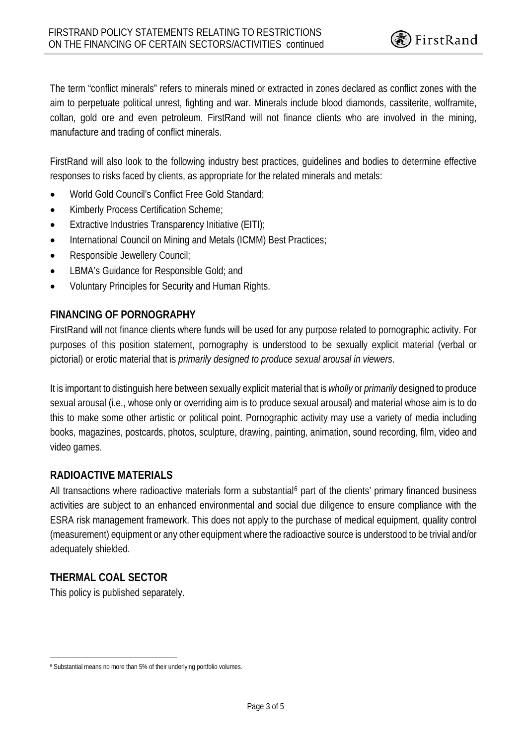The term "conflict minerals" refers to minerals mined or extracted in zones declared as conflict zones with the aim to perpetuate political unrest, fighting and war. Minerals include blood diamonds, cassiterite, wolframite, coltan, gold ore and even petroleum. FirstRand will not finance clients who are involved in the mining, manufacture and trading of conflict minerals.

FirstRand will also look to the following industry best practices, guidelines and bodies to determine effective responses to risks faced by clients, as appropriate for the related minerals and metals:

- World Gold Council's Conflict Free Gold Standard;
- Kimberly Process Certification Scheme;
- Extractive Industries Transparency Initiative (EITI);
- International Council on Mining and Metals (ICMM) Best Practices;
- Responsible Jewellery Council;
- LBMA's Guidance for Responsible Gold; and
- Voluntary Principles for Security and Human Rights.

## FINANCING OF PORNOGRAPHY

FirstRand will not finance clients where funds will be used for any purpose related to pornographic activity. For purposes of this position statement, pornography is understood to be sexually explicit material (verbal or pictorial) or erotic material that is *primarily designed to produce sexual arousal in viewers*.

It is important to distinguish here between sexually explicit material that is *wholly* or *primarily* designed to produce sexual arousal (i.e., whose only or overriding aim is to produce sexual arousal) and material whose aim is to do this to make some other artistic or political point. Pornographic activity may use a variety of media including books, magazines, postcards, photos, sculpture, drawing, painting, animation, sound recording, film, video and video games.

## RADIOACTIVE MATERIALS

All transactions where radioactive materials form a substantial[6] part of the clients' primary financed business activities are subject to an enhanced environmental and social due diligence to ensure compliance with the ESRA risk management framework. This does not apply to the purchase of medical equipment, quality control (measurement) equipment or any other equipment where the radioactive source is understood to be trivial and/or adequately shielded.

## THERMAL COAL SECTOR

This policy is published separately.

[6] Substantial means no more than 5% of their underlying portfolio volumes.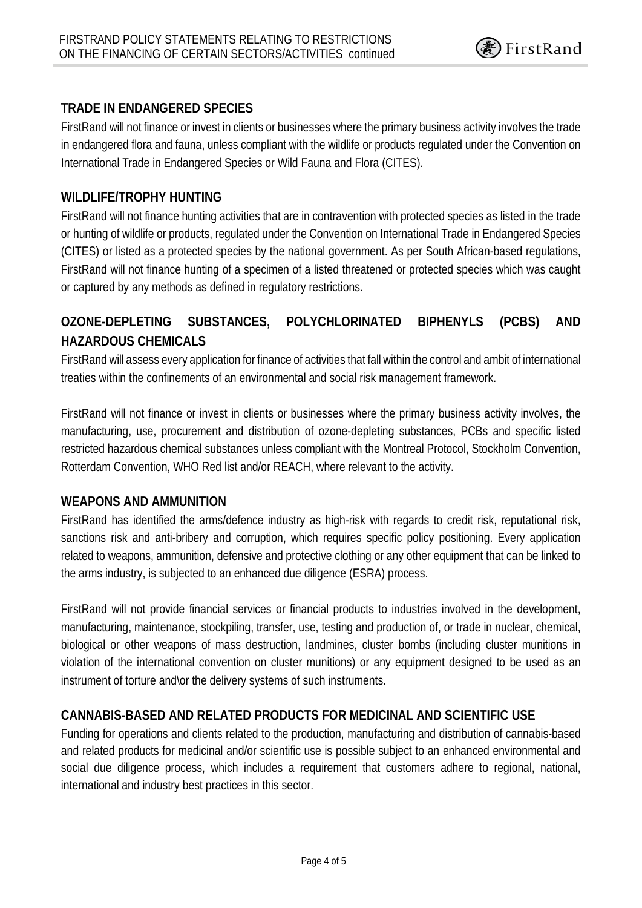## TRADE IN ENDANGERED SPECIES

FirstRand will not finance or invest in clients or businesses where the primary business activity involves the trade in endangered flora and fauna, unless compliant with the wildlife or products regulated under the Convention on International Trade in Endangered Species or Wild Fauna and Flora (CITES).

## WILDLIFE/TROPHY HUNTING

FirstRand will not finance hunting activities that are in contravention with protected species as listed in the trade or hunting of wildlife or products, regulated under the Convention on International Trade in Endangered Species (CITES) or listed as a protected species by the national government. As per South African-based regulations, FirstRand will not finance hunting of a specimen of a listed threatened or protected species which was caught or captured by any methods as defined in regulatory restrictions.

## OZONE-DEPLETING SUBSTANCES, POLYCHLORINATED BIPHENYLS (PCBS) AND HAZARDOUS CHEMICALS

FirstRand will assess every application for finance of activities that fall within the control and ambit of international treaties within the confinements of an environmental and social risk management framework.

FirstRand will not finance or invest in clients or businesses where the primary business activity involves, the manufacturing, use, procurement and distribution of ozone-depleting substances, PCBs and specific listed restricted hazardous chemical substances unless compliant with the Montreal Protocol, Stockholm Convention, Rotterdam Convention, WHO Red list and/or REACH, where relevant to the activity.

## WEAPONS AND AMMUNITION

FirstRand has identified the arms/defence industry as high-risk with regards to credit risk, reputational risk, sanctions risk and anti-bribery and corruption, which requires specific policy positioning. Every application related to weapons, ammunition, defensive and protective clothing or any other equipment that can be linked to the arms industry, is subjected to an enhanced due diligence (ESRA) process.

FirstRand will not provide financial services or financial products to industries involved in the development, manufacturing, maintenance, stockpiling, transfer, use, testing and production of, or trade in nuclear, chemical, biological or other weapons of mass destruction, landmines, cluster bombs (including cluster munitions in violation of the international convention on cluster munitions) or any equipment designed to be used as an instrument of torture and\or the delivery systems of such instruments.

## CANNABIS-BASED AND RELATED PRODUCTS FOR MEDICINAL AND SCIENTIFIC USE

Funding for operations and clients related to the production, manufacturing and distribution of cannabis-based and related products for medicinal and/or scientific use is possible subject to an enhanced environmental and social due diligence process, which includes a requirement that customers adhere to regional, national, international and industry best practices in this sector.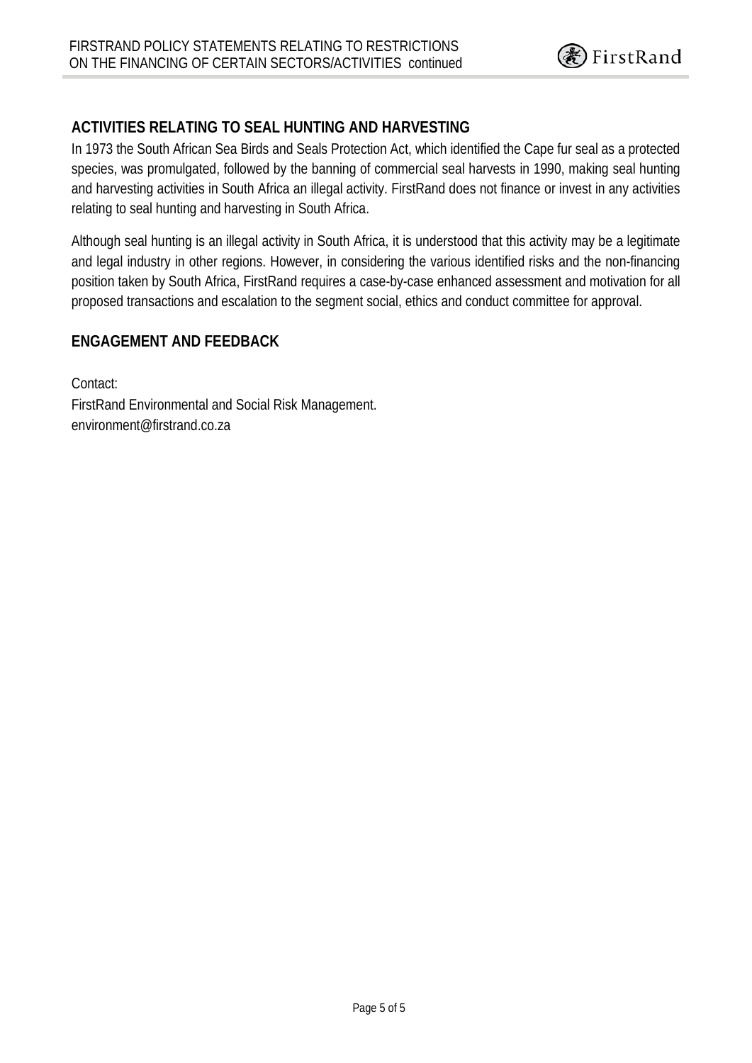## ACTIVITIES RELATING TO SEAL HUNTING AND HARVESTING

In 1973 the South African Sea Birds and Seals Protection Act, which identified the Cape fur seal as a protected species, was promulgated, followed by the banning of commercial seal harvests in 1990, making seal hunting and harvesting activities in South Africa an illegal activity. FirstRand does not finance or invest in any activities relating to seal hunting and harvesting in South Africa.

Although seal hunting is an illegal activity in South Africa, it is understood that this activity may be a legitimate and legal industry in other regions. However, in considering the various identified risks and the non-financing position taken by South Africa, FirstRand requires a case-by-case enhanced assessment and motivation for all proposed transactions and escalation to the segment social, ethics and conduct committee for approval.

## ENGAGEMENT AND FEEDBACK

Contact:
FirstRand Environmental and Social Risk Management.
environment@firstrand.co.za